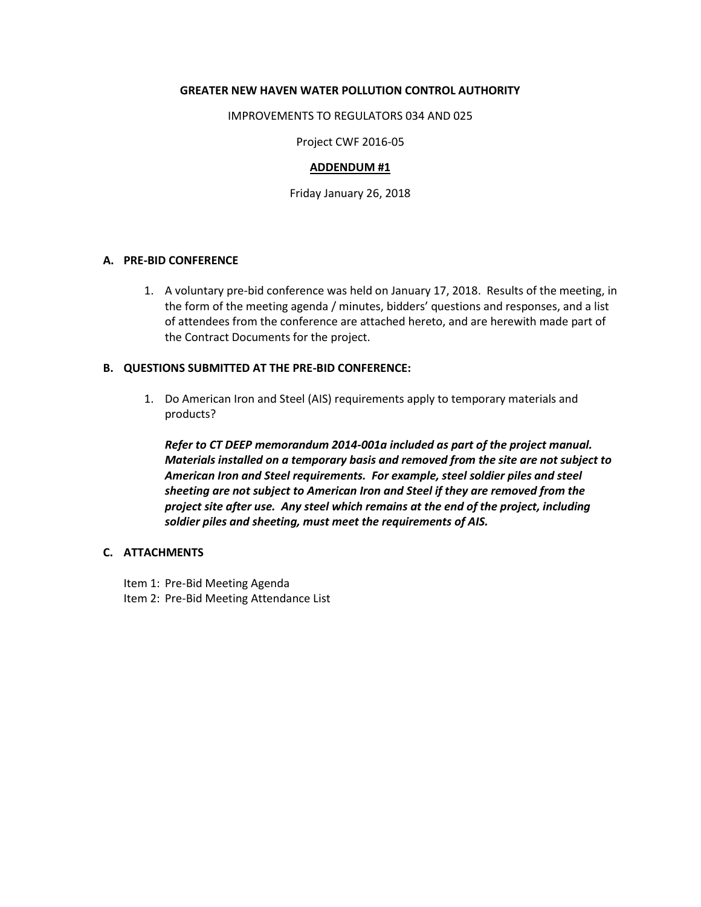**GREATER NEW HAVEN WATER POLLUTION CONTROL AUTHORITY**

IMPROVEMENTS TO REGULATORS 034 AND 025

Project CWF 2016-05

**ADDENDUM #1**

Friday January 26, 2018

## A. PRE-BID CONFERENCE

1. A voluntary pre-bid conference was held on January 17, 2018. Results of the meeting, in the form of the meeting agenda / minutes, bidders' questions and responses, and a list of attendees from the conference are attached hereto, and are herewith made part of the Contract Documents for the project.

## B. QUESTIONS SUBMITTED AT THE PRE-BID CONFERENCE:

1. Do American Iron and Steel (AIS) requirements apply to temporary materials and products?

   ***Refer to CT DEEP memorandum 2014-001a included as part of the project manual. Materials installed on a temporary basis and removed from the site are not subject to American Iron and Steel requirements. For example, steel soldier piles and steel sheeting are not subject to American Iron and Steel if they are removed from the project site after use. Any steel which remains at the end of the project, including soldier piles and sheeting, must meet the requirements of AIS.***

## C. ATTACHMENTS

Item 1: Pre-Bid Meeting Agenda
Item 2: Pre-Bid Meeting Attendance List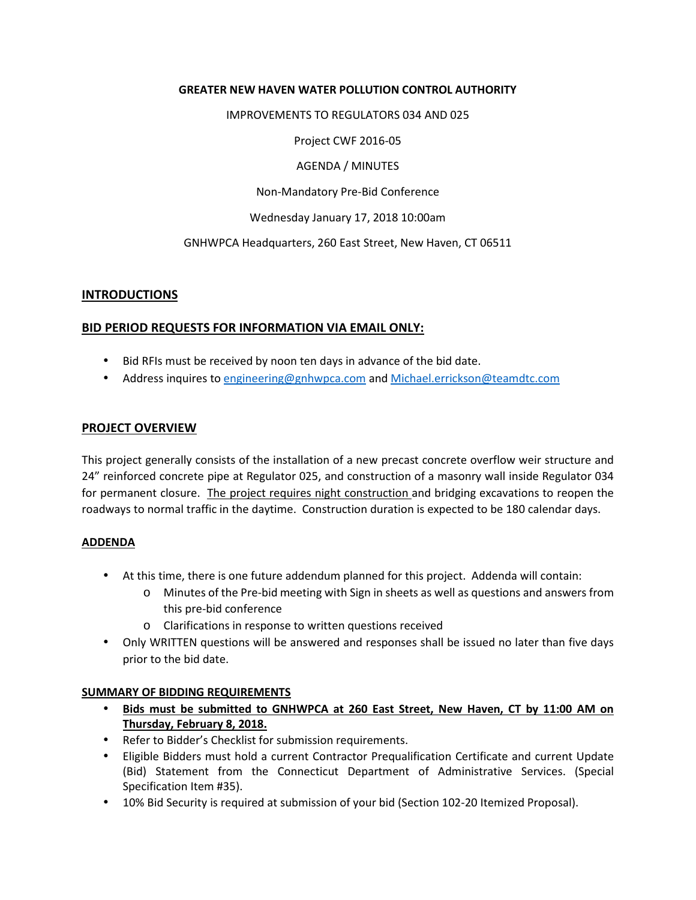**GREATER NEW HAVEN WATER POLLUTION CONTROL AUTHORITY**

IMPROVEMENTS TO REGULATORS 034 AND 025

Project CWF 2016-05

AGENDA / MINUTES

Non-Mandatory Pre-Bid Conference

Wednesday January 17, 2018 10:00am

GNHWPCA Headquarters, 260 East Street, New Haven, CT 06511

## INTRODUCTIONS

## BID PERIOD REQUESTS FOR INFORMATION VIA EMAIL ONLY:

- Bid RFIs must be received by noon ten days in advance of the bid date.
- Address inquires to engineering@gnhwpca.com and Michael.errickson@teamdtc.com

## PROJECT OVERVIEW

This project generally consists of the installation of a new precast concrete overflow weir structure and 24" reinforced concrete pipe at Regulator 025, and construction of a masonry wall inside Regulator 034 for permanent closure. The project requires night construction and bridging excavations to reopen the roadways to normal traffic in the daytime. Construction duration is expected to be 180 calendar days.

## ADDENDA

- At this time, there is one future addendum planned for this project. Addenda will contain:
  - Minutes of the Pre-bid meeting with Sign in sheets as well as questions and answers from this pre-bid conference
  - Clarifications in response to written questions received
- Only WRITTEN questions will be answered and responses shall be issued no later than five days prior to the bid date.

## SUMMARY OF BIDDING REQUIREMENTS

- **Bids must be submitted to GNHWPCA at 260 East Street, New Haven, CT by 11:00 AM on Thursday, February 8, 2018.**
- Refer to Bidder's Checklist for submission requirements.
- Eligible Bidders must hold a current Contractor Prequalification Certificate and current Update (Bid) Statement from the Connecticut Department of Administrative Services. (Special Specification Item #35).
- 10% Bid Security is required at submission of your bid (Section 102-20 Itemized Proposal).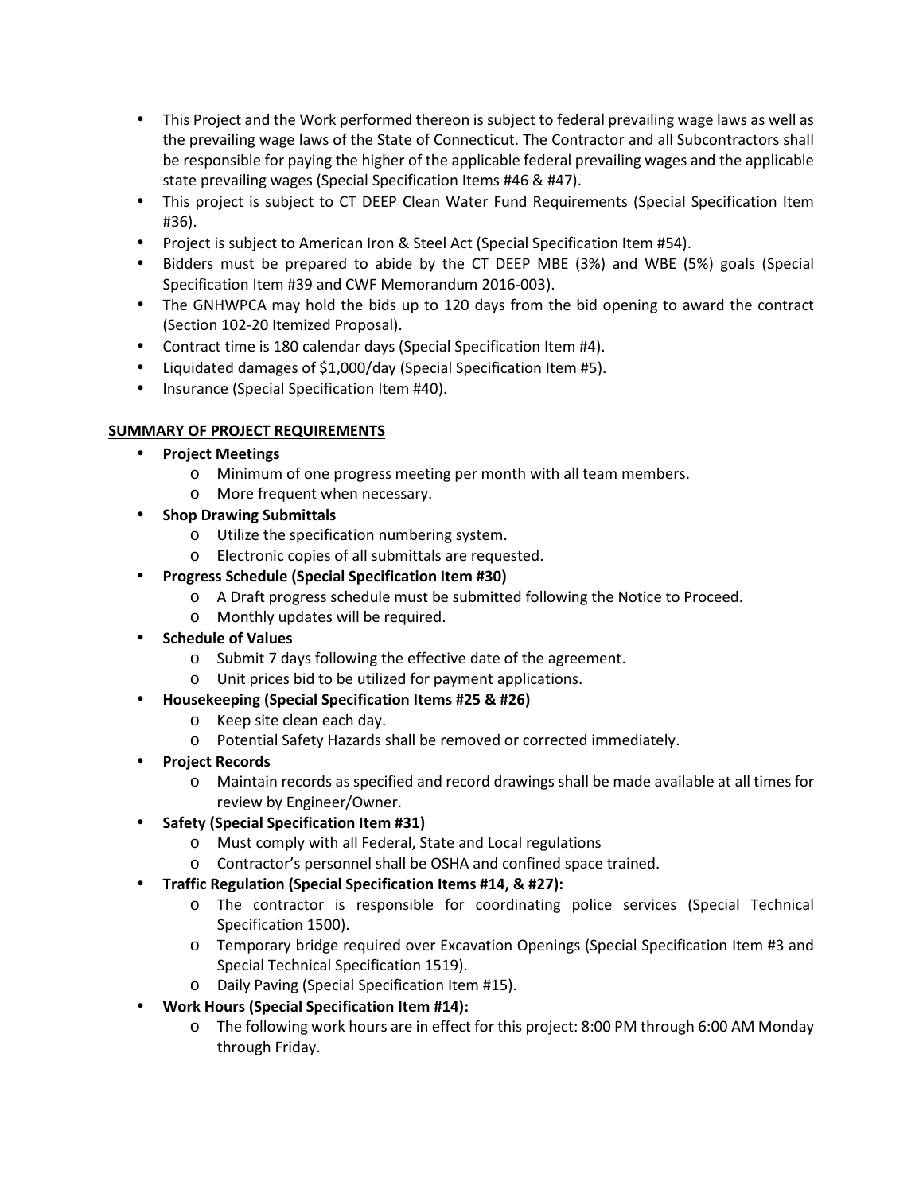- This Project and the Work performed thereon is subject to federal prevailing wage laws as well as the prevailing wage laws of the State of Connecticut. The Contractor and all Subcontractors shall be responsible for paying the higher of the applicable federal prevailing wages and the applicable state prevailing wages (Special Specification Items #46 & #47).
- This project is subject to CT DEEP Clean Water Fund Requirements (Special Specification Item #36).
- Project is subject to American Iron & Steel Act (Special Specification Item #54).
- Bidders must be prepared to abide by the CT DEEP MBE (3%) and WBE (5%) goals (Special Specification Item #39 and CWF Memorandum 2016-003).
- The GNHWPCA may hold the bids up to 120 days from the bid opening to award the contract (Section 102-20 Itemized Proposal).
- Contract time is 180 calendar days (Special Specification Item #4).
- Liquidated damages of $1,000/day (Special Specification Item #5).
- Insurance (Special Specification Item #40).

**SUMMARY OF PROJECT REQUIREMENTS**

- **Project Meetings**
  - Minimum of one progress meeting per month with all team members.
  - More frequent when necessary.
- **Shop Drawing Submittals**
  - Utilize the specification numbering system.
  - Electronic copies of all submittals are requested.
- **Progress Schedule (Special Specification Item #30)**
  - A Draft progress schedule must be submitted following the Notice to Proceed.
  - Monthly updates will be required.
- **Schedule of Values**
  - Submit 7 days following the effective date of the agreement.
  - Unit prices bid to be utilized for payment applications.
- **Housekeeping (Special Specification Items #25 & #26)**
  - Keep site clean each day.
  - Potential Safety Hazards shall be removed or corrected immediately.
- **Project Records**
  - Maintain records as specified and record drawings shall be made available at all times for review by Engineer/Owner.
- **Safety (Special Specification Item #31)**
  - Must comply with all Federal, State and Local regulations
  - Contractor's personnel shall be OSHA and confined space trained.
- **Traffic Regulation (Special Specification Items #14, & #27):**
  - The contractor is responsible for coordinating police services (Special Technical Specification 1500).
  - Temporary bridge required over Excavation Openings (Special Specification Item #3 and Special Technical Specification 1519).
  - Daily Paving (Special Specification Item #15).
- **Work Hours (Special Specification Item #14):**
  - The following work hours are in effect for this project: 8:00 PM through 6:00 AM Monday through Friday.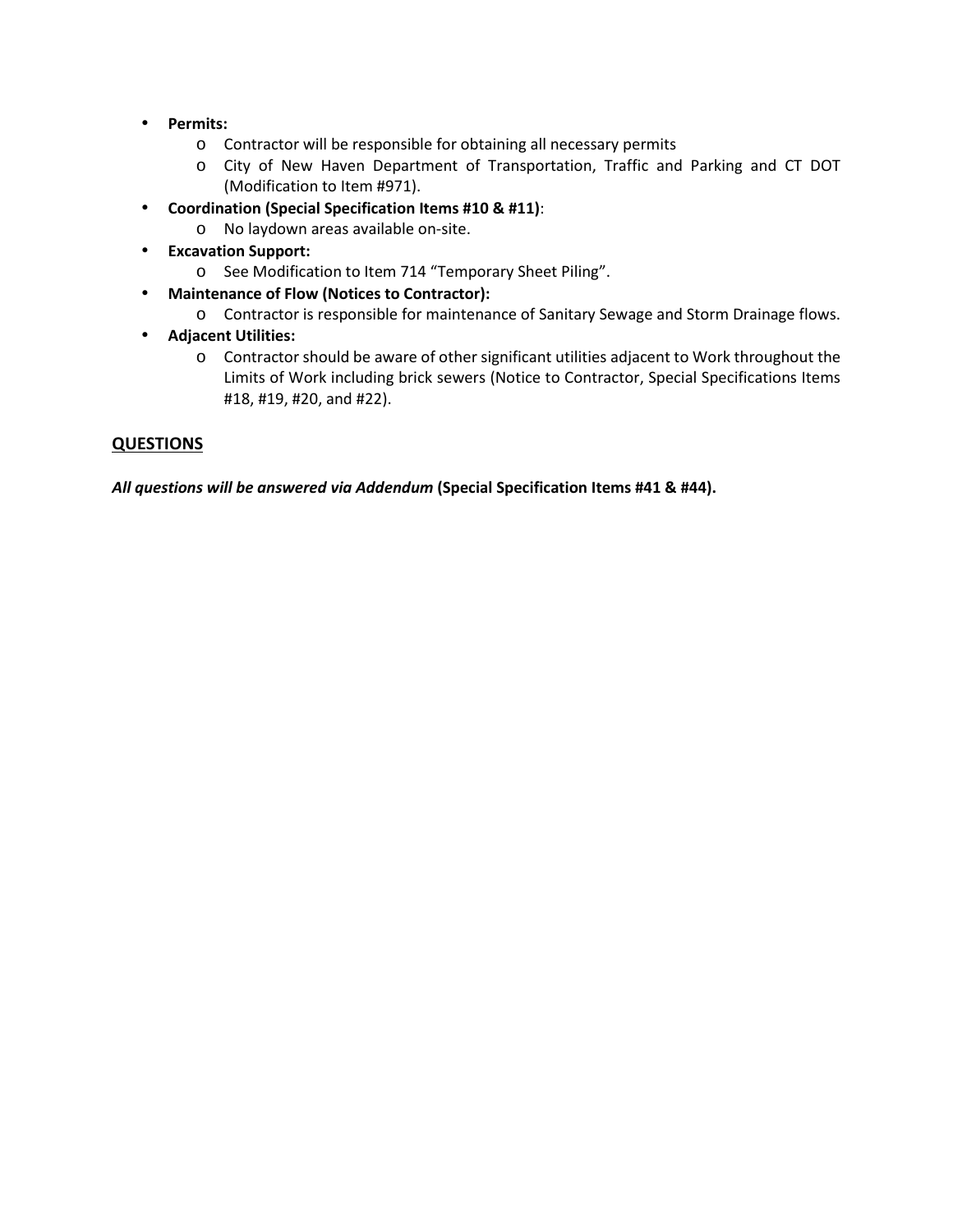- **Permits:**
  - Contractor will be responsible for obtaining all necessary permits
  - City of New Haven Department of Transportation, Traffic and Parking and CT DOT (Modification to Item #971).
- **Coordination (Special Specification Items #10 & #11)**:
  - No laydown areas available on-site.
- **Excavation Support:**
  - See Modification to Item 714 "Temporary Sheet Piling".
- **Maintenance of Flow (Notices to Contractor):**
  - Contractor is responsible for maintenance of Sanitary Sewage and Storm Drainage flows.
- **Adjacent Utilities:**
  - Contractor should be aware of other significant utilities adjacent to Work throughout the Limits of Work including brick sewers (Notice to Contractor, Special Specifications Items #18, #19, #20, and #22).

## QUESTIONS

***All questions will be answered via Addendum* (Special Specification Items #41 & #44).**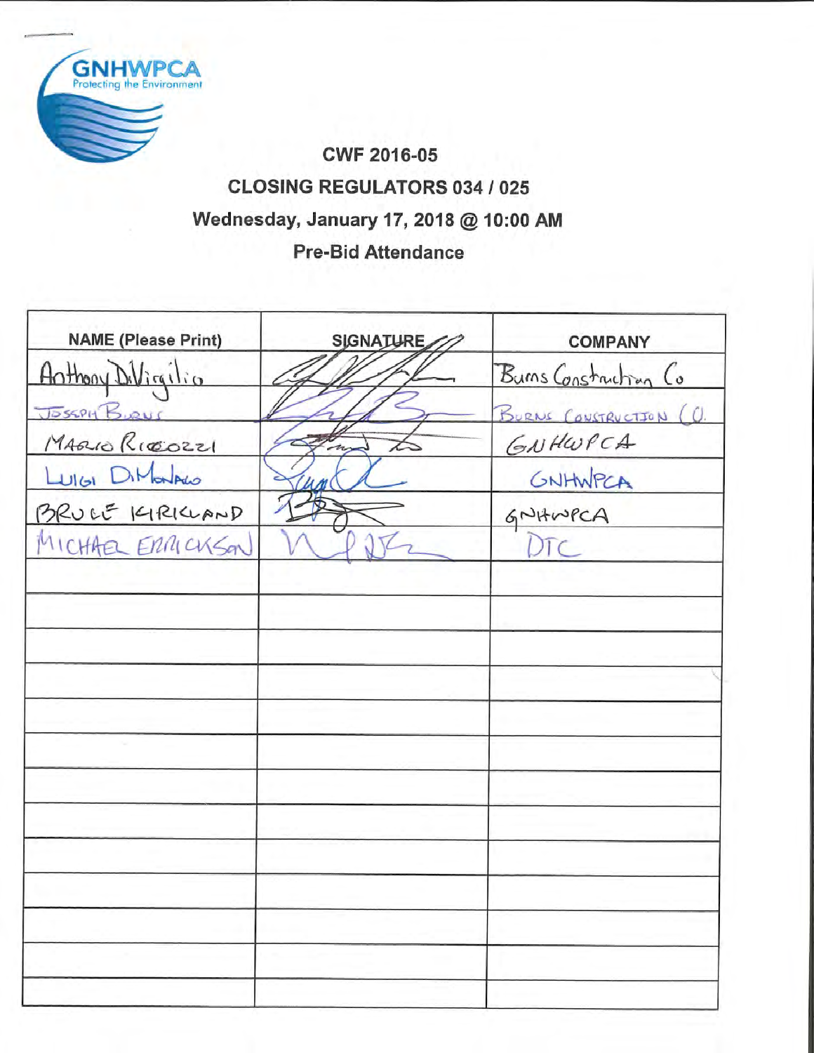GNHWPCA
Protecting the Environment

# CWF 2016-05

## CLOSING REGULATORS 034 / 025

### Wednesday, January 17, 2018 @ 10:00 AM

### Pre-Bid Attendance

| NAME (Please Print) | SIGNATURE | COMPANY |
|---|---|---|
| Anthony DiVirgilio | [signature] | Burns Construction Co |
| JOSEPH BURNS | [signature] | BURNS CONSTRUCTION CO. |
| MARIO RICCOZZI | [signature] | GNHWPCA |
| LUIGI DIMONACO | [signature] | GNHWPCA |
| BRUCE KIRKLAND | [signature] | GNHWPCA |
| MICHAEL ERRICKSON | [signature] | DTC |
| | | |
| | | |
| | | |
| | | |
| | | |
| | | |
| | | |
| | | |
| | | |
| | | |
| | | |
| | | |
| | | |